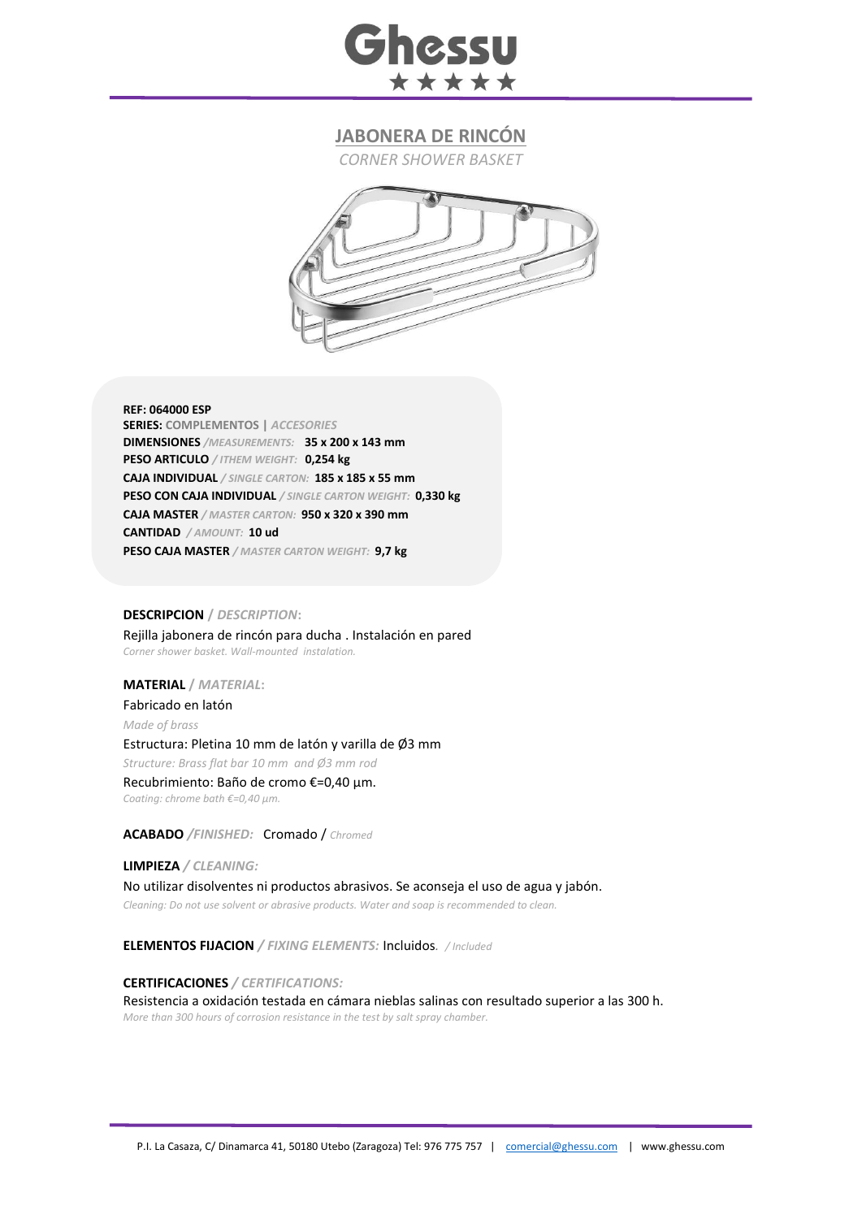# Ghessu

★★★★★

## JABONERA DE RINCÓN

*CORNER SHOWER BASKET*

**REF: 064000 ESP**
**SERIES:** **COMPLEMENTOS |** ***ACCESORIES***
**DIMENSIONES** */MEASUREMENTS:* **35 x 200 x 143 mm**
**PESO ARTICULO** */ ITHEM WEIGHT:* **0,254 kg**
**CAJA INDIVIDUAL** */ SINGLE CARTON:* **185 x 185 x 55 mm**
**PESO CON CAJA INDIVIDUAL** */ SINGLE CARTON WEIGHT:* **0,330 kg**
**CAJA MASTER** */ MASTER CARTON:* **950 x 320 x 390 mm**
**CANTIDAD** */ AMOUNT:* **10 ud**
**PESO CAJA MASTER** */ MASTER CARTON WEIGHT:* **9,7 kg**

**DESCRIPCION** / ***DESCRIPTION*:**

Rejilla jabonera de rincón para ducha . Instalación en pared
*Corner shower basket. Wall-mounted instalation.*

**MATERIAL** / ***MATERIAL*:**

Fabricado en latón
*Made of brass*
Estructura: Pletina 10 mm de latón y varilla de Ø3 mm
*Structure: Brass flat bar 10 mm and Ø3 mm rod*
Recubrimiento: Baño de cromo €=0,40 µm.
*Coating: chrome bath €=0,40 µm.*

**ACABADO** */FINISHED:* Cromado / *Chromed*

**LIMPIEZA** */ CLEANING:*

No utilizar disolventes ni productos abrasivos. Se aconseja el uso de agua y jabón.
*Cleaning: Do not use solvent or abrasive products. Water and soap is recommended to clean.*

**ELEMENTOS FIJACION** */ FIXING ELEMENTS:* Incluidos. */ Included*

**CERTIFICACIONES** */ CERTIFICATIONS:*

Resistencia a oxidación testada en cámara nieblas salinas con resultado superior a las 300 h.
*More than 300 hours of corrosion resistance in the test by salt spray chamber.*

P.I. La Casaza, C/ Dinamarca 41, 50180 Utebo (Zaragoza) Tel: 976 775 757 | comercial@ghessu.com | www.ghessu.com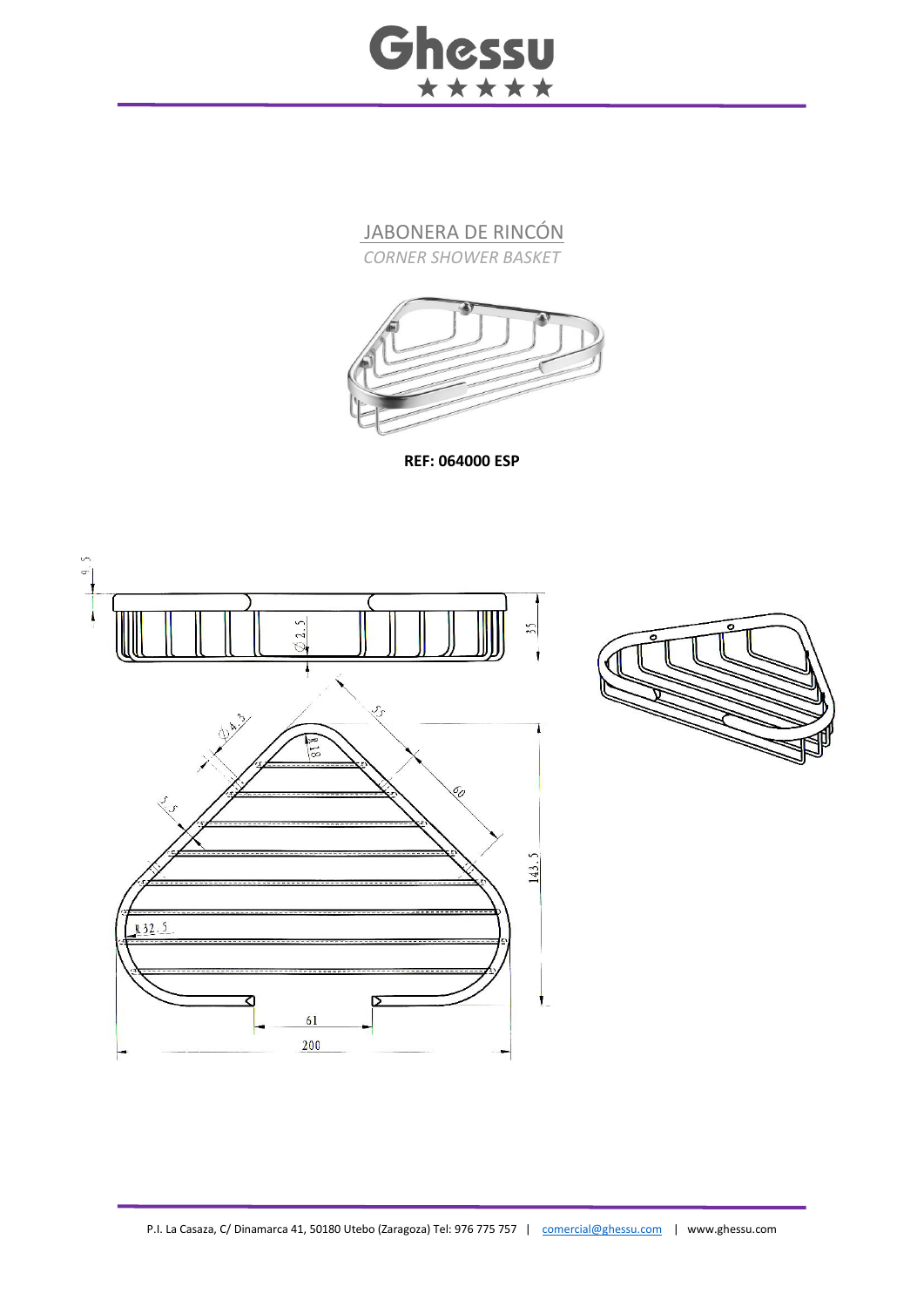JABONERA DE RINCÓN

*CORNER SHOWER BASKET*

**REF: 064000 ESP**

9.5
Ø2.5
35
Ø4.3
55
R18
60
5.5
143.5
R32.5
61
200

P.I. La Casaza, C/ Dinamarca 41, 50180 Utebo (Zaragoza) Tel: 976 775 757 | comercial@ghessu.com | www.ghessu.com